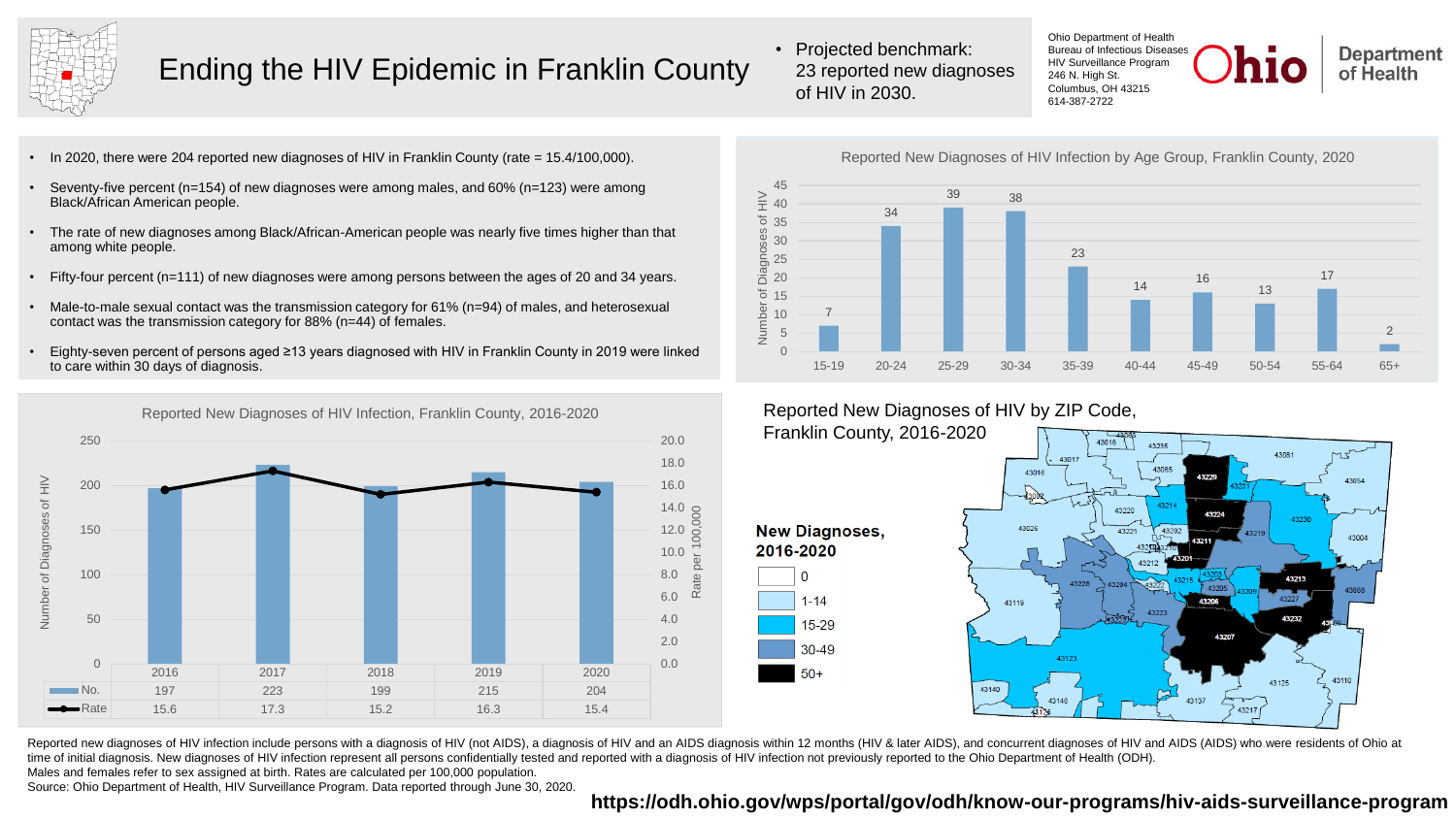# Ending the HIV Epidemic in Franklin County

- Projected benchmark: 23 reported new diagnoses of HIV in 2030.

Ohio Department of Health
Bureau of Infectious Diseases
HIV Surveillance Program
246 N. High St.
Columbus, OH 43215
614-387-2722

Ohio Department of Health

- In 2020, there were 204 reported new diagnoses of HIV in Franklin County (rate = 15.4/100,000).
- Seventy-five percent (n=154) of new diagnoses were among males, and 60% (n=123) were among Black/African American people.
- The rate of new diagnoses among Black/African-American people was nearly five times higher than that among white people.
- Fifty-four percent (n=111) of new diagnoses were among persons between the ages of 20 and 34 years.
- Male-to-male sexual contact was the transmission category for 61% (n=94) of males, and heterosexual contact was the transmission category for 88% (n=44) of females.
- Eighty-seven percent of persons aged ≥13 years diagnosed with HIV in Franklin County in 2019 were linked to care within 30 days of diagnosis.

## Reported New Diagnoses of HIV Infection by Age Group, Franklin County, 2020

| Age Group | 15-19 | 20-24 | 25-29 | 30-34 | 35-39 | 40-44 | 45-49 | 50-54 | 55-64 | 65+ |
|---|---|---|---|---|---|---|---|---|---|---|
| Number of Diagnoses of HIV | 7 | 34 | 39 | 38 | 23 | 14 | 16 | 13 | 17 | 2 |

## Reported New Diagnoses of HIV Infection, Franklin County, 2016-2020

| | 2016 | 2017 | 2018 | 2019 | 2020 |
|---|---|---|---|---|---|
| No. | 197 | 223 | 199 | 215 | 204 |
| Rate | 15.6 | 17.3 | 15.2 | 16.3 | 15.4 |

## Reported New Diagnoses of HIV by ZIP Code, Franklin County, 2016-2020

**New Diagnoses, 2016-2020**

- 0
- 1-14
- 15-29
- 30-49
- 50+

Reported new diagnoses of HIV infection include persons with a diagnosis of HIV (not AIDS), a diagnosis of HIV and an AIDS diagnosis within 12 months (HIV & later AIDS), and concurrent diagnoses of HIV and AIDS (AIDS) who were residents of Ohio at time of initial diagnosis. New diagnoses of HIV infection represent all persons confidentially tested and reported with a diagnosis of HIV infection not previously reported to the Ohio Department of Health (ODH).
Males and females refer to sex assigned at birth. Rates are calculated per 100,000 population.
Source: Ohio Department of Health, HIV Surveillance Program. Data reported through June 30, 2020.

**https://odh.ohio.gov/wps/portal/gov/odh/know-our-programs/hiv-aids-surveillance-program**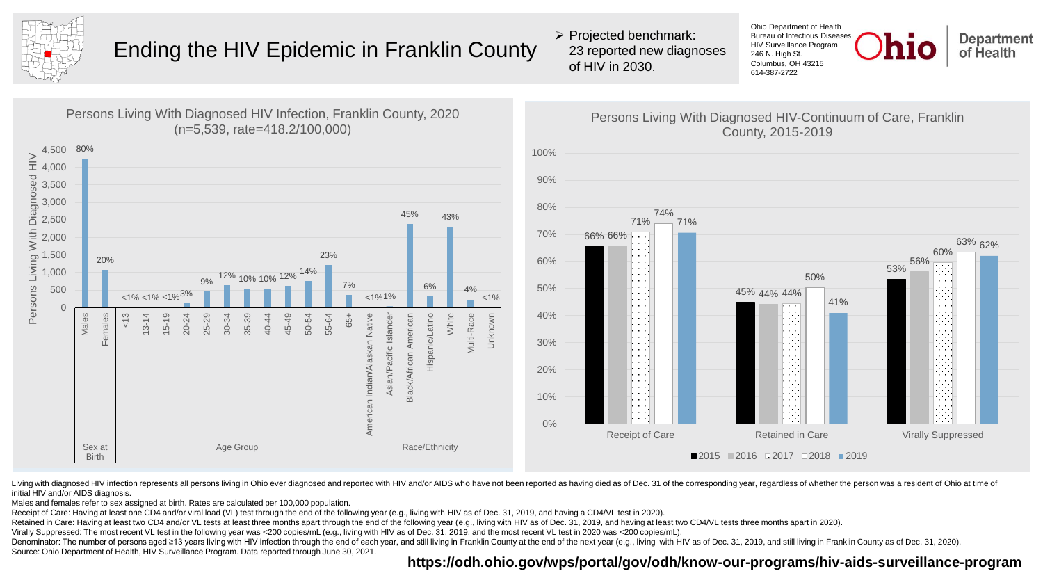# Ending the HIV Epidemic in Franklin County

- Projected benchmark: 23 reported new diagnoses of HIV in 2030.

Ohio Department of Health
Bureau of Infectious Diseases
HIV Surveillance Program
246 N. High St.
Columbus, OH 43215
614-387-2722

Ohio Department of Health

## Persons Living With Diagnosed HIV Infection, Franklin County, 2020 (n=5,539, rate=418.2/100,000)

Persons Living With Diagnosed HIV

4,500
4,000
3,500
3,000
2,500
2,000
1,500
1,000
500
0

Sex at Birth: Males 80%, Females 20%

Age Group: <13 <1%, 13-14 <1%, 15-19 <1%, 20-24 3%, 25-29 9%, 30-34 12%, 35-39 10%, 40-44 10%, 45-49 12%, 50-54 14%, 55-64 23%, 65+ 7%

Race/Ethnicity: American Indian/Alaskan Native <1%, Asian/Pacific Islander 1%, Black/African American 45%, Hispanic/Latino 6%, White 43%, Multi-Race 4%, Unknown <1%

## Persons Living With Diagnosed HIV-Continuum of Care, Franklin County, 2015-2019

100%
90%
80%
70%
60%
50%
40%
30%
20%
10%
0%

Receipt of Care: 66% 66% 71% 74% 71%

Retained in Care: 45% 44% 44% 50% 41%

Virally Suppressed: 53% 56% 60% 63% 62%

2015 2016 2017 2018 2019

Living with diagnosed HIV infection represents all persons living in Ohio ever diagnosed and reported with HIV and/or AIDS who have not been reported as having died as of Dec. 31 of the corresponding year, regardless of whether the person was a resident of Ohio at time of initial HIV and/or AIDS diagnosis.

Males and females refer to sex assigned at birth. Rates are calculated per 100,000 population.

Receipt of Care: Having at least one CD4 and/or viral load (VL) test through the end of the following year (e.g., living with HIV as of Dec. 31, 2019, and having a CD4/VL test in 2020).

Retained in Care: Having at least two CD4 and/or VL tests at least three months apart through the end of the following year (e.g., living with HIV as of Dec. 31, 2019, and having at least two CD4/VL tests three months apart in 2020).

Virally Suppressed: The most recent VL test in the following year was <200 copies/mL (e.g., living with HIV as of Dec. 31, 2019, and the most recent VL test in 2020 was <200 copies/mL).

Denominator: The number of persons aged ≥13 years living with HIV infection through the end of each year, and still living in Franklin County at the end of the next year (e.g., living with HIV as of Dec. 31, 2019, and still living in Franklin County as of Dec. 31, 2020).

Source: Ohio Department of Health, HIV Surveillance Program. Data reported through June 30, 2021.

**https://odh.ohio.gov/wps/portal/gov/odh/know-our-programs/hiv-aids-surveillance-program**